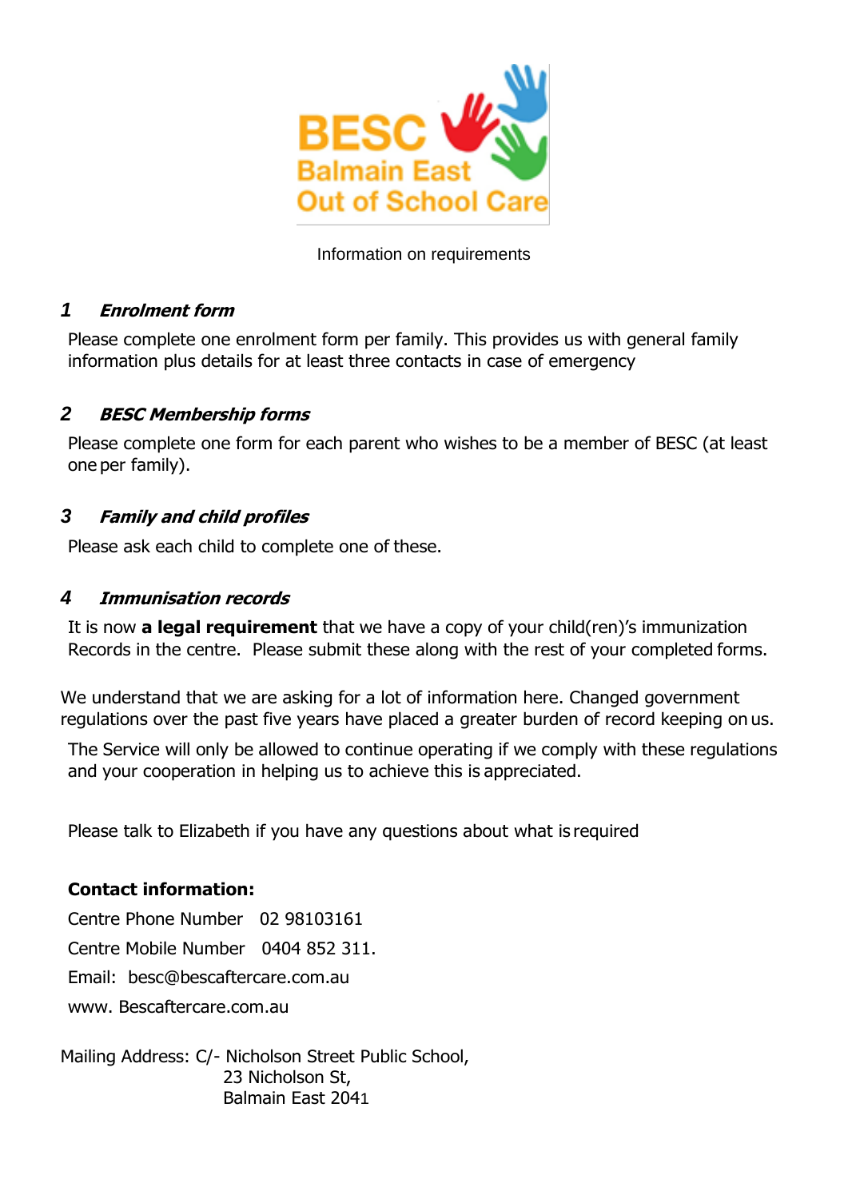**BESC**
**Balmain East Out of School Care**

Information on requirements

### 1 *Enrolment form*

Please complete one enrolment form per family. This provides us with general family information plus details for at least three contacts in case of emergency

### 2 *BESC Membership forms*

Please complete one form for each parent who wishes to be a member of BESC (at least one per family).

### 3 *Family and child profiles*

Please ask each child to complete one of these.

### 4 *Immunisation records*

It is now **a legal requirement** that we have a copy of your child(ren)'s immunization Records in the centre. Please submit these along with the rest of your completed forms.

We understand that we are asking for a lot of information here. Changed government regulations over the past five years have placed a greater burden of record keeping on us.

The Service will only be allowed to continue operating if we comply with these regulations and your cooperation in helping us to achieve this is appreciated.

Please talk to Elizabeth if you have any questions about what is required

**Contact information:**

Centre Phone Number 02 98103161

Centre Mobile Number 0404 852 311.

Email: besc@bescaftercare.com.au

www. Bescaftercare.com.au

Mailing Address: C/- Nicholson Street Public School,
23 Nicholson St,
Balmain East 2041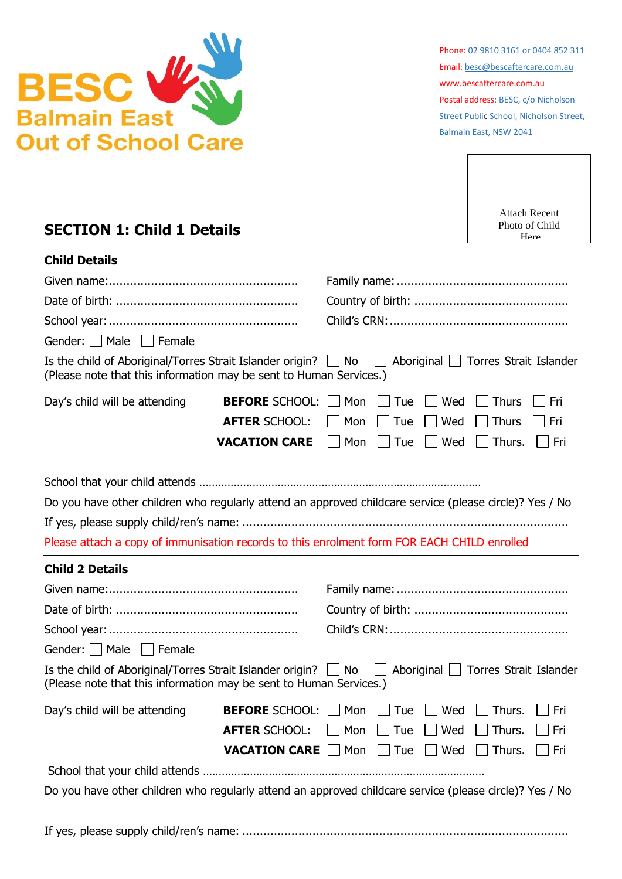BESC
Balmain East
Out of School Care

Phone: 02 9810 3161 or 0404 852 311
Email: besc@bescaftercare.com.au
www.bescaftercare.com.au
Postal address: BESC, c/o Nicholson Street Public School, Nicholson Street, Balmain East, NSW 2041

Attach Recent Photo of Child Here

## SECTION 1: Child 1 Details

### Child Details

Given name:....................................................... Family name: ................................................

Date of birth: .................................................. Country of birth: ..........................................

School year:..................................................... Child's CRN:..................................................

Gender: ☐ Male ☐ Female

Is the child of Aboriginal/Torres Strait Islander origin? ☐ No ☐ Aboriginal ☐ Torres Strait Islander
(Please note that this information may be sent to Human Services.)

Day's child will be attending

| | | | | | |
|---|---|---|---|---|---|
| **BEFORE** SCHOOL: | ☐ Mon | ☐ Tue | ☐ Wed | ☐ Thurs | ☐ Fri |
| **AFTER** SCHOOL: | ☐ Mon | ☐ Tue | ☐ Wed | ☐ Thurs | ☐ Fri |
| **VACATION CARE** | ☐ Mon | ☐ Tue | ☐ Wed | ☐ Thurs. | ☐ Fri |

School that your child attends ..........................................................................................

Do you have other children who regularly attend an approved childcare service (please circle)? Yes / No

If yes, please supply child/ren's name: ...........................................................................................

Please attach a copy of immunisation records to this enrolment form FOR EACH CHILD enrolled

---

### Child 2 Details

Given name:....................................................... Family name: ................................................

Date of birth: .................................................. Country of birth: ..........................................

School year:..................................................... Child's CRN:..................................................

Gender: ☐ Male ☐ Female

Is the child of Aboriginal/Torres Strait Islander origin? ☐ No ☐ Aboriginal ☐ Torres Strait Islander
(Please note that this information may be sent to Human Services.)

Day's child will be attending

| | | | | | |
|---|---|---|---|---|---|
| **BEFORE** SCHOOL: | ☐ Mon | ☐ Tue | ☐ Wed | ☐ Thurs. | ☐ Fri |
| **AFTER** SCHOOL: | ☐ Mon | ☐ Tue | ☐ Wed | ☐ Thurs. | ☐ Fri |
| **VACATION CARE** | ☐ Mon | ☐ Tue | ☐ Wed | ☐ Thurs. | ☐ Fri |

School that your child attends ..........................................................................................

Do you have other children who regularly attend an approved childcare service (please circle)? Yes / No

If yes, please supply child/ren's name: ...........................................................................................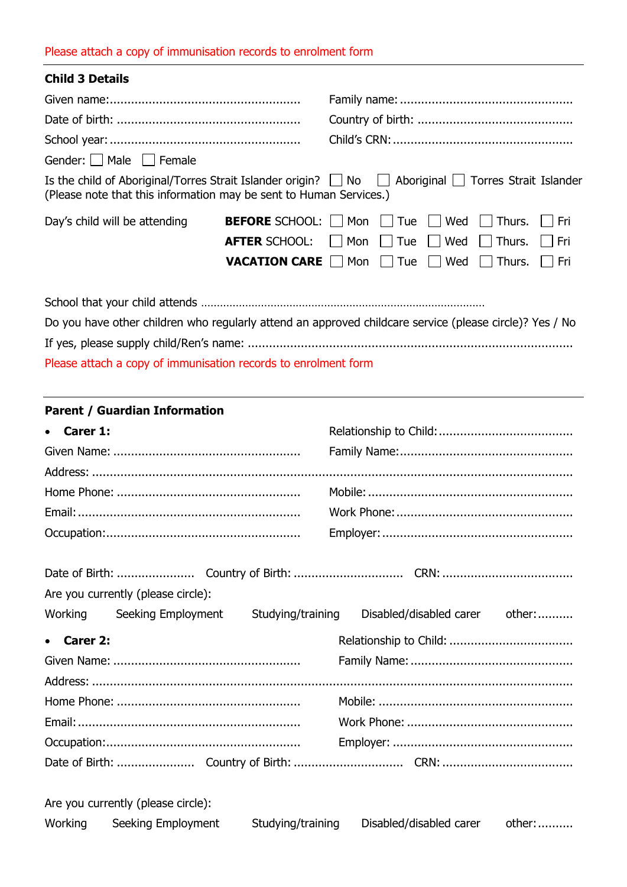Please attach a copy of immunisation records to enrolment form

**Child 3 Details**

Given name:.................................................... Family name: ................................................

Date of birth: .................................................. Country of birth: ...........................................

School year: .................................................... Child's CRN: ..................................................

Gender: ☐ Male ☐ Female

Is the child of Aboriginal/Torres Strait Islander origin? ☐ No ☐ Aboriginal ☐ Torres Strait Islander
(Please note that this information may be sent to Human Services.)

Day's child will be attending

**BEFORE** SCHOOL: ☐ Mon ☐ Tue ☐ Wed ☐ Thurs. ☐ Fri

**AFTER** SCHOOL: ☐ Mon ☐ Tue ☐ Wed ☐ Thurs. ☐ Fri

**VACATION CARE** ☐ Mon ☐ Tue ☐ Wed ☐ Thurs. ☐ Fri

School that your child attends .......................................................................................

Do you have other children who regularly attend an approved childcare service (please circle)? Yes / No

If yes, please supply child/Ren's name: ..........................................................................................

Please attach a copy of immunisation records to enrolment form

**Parent / Guardian Information**

- **Carer 1:**

Relationship to Child:.....................................

Given Name: .................................................... Family Name:................................................

Address: ............................................................................................................................

Home Phone: .................................................. Mobile: ........................................................

Email: ............................................................. Work Phone: ................................................

Occupation:..................................................... Employer: ....................................................

Date of Birth: ..................... Country of Birth: .............................. CRN: ....................................

Are you currently (please circle):

Working Seeking Employment Studying/training Disabled/disabled carer other:..........

- **Carer 2:**

Relationship to Child: ..................................

Given Name: .................................................... Family Name: .............................................

Address: ............................................................................................................................

Home Phone: .................................................. Mobile: ......................................................

Email: ............................................................. Work Phone: ..............................................

Occupation:..................................................... Employer: ..................................................

Date of Birth: ..................... Country of Birth: .............................. CRN: ....................................

Are you currently (please circle):

Working Seeking Employment Studying/training Disabled/disabled carer other:..........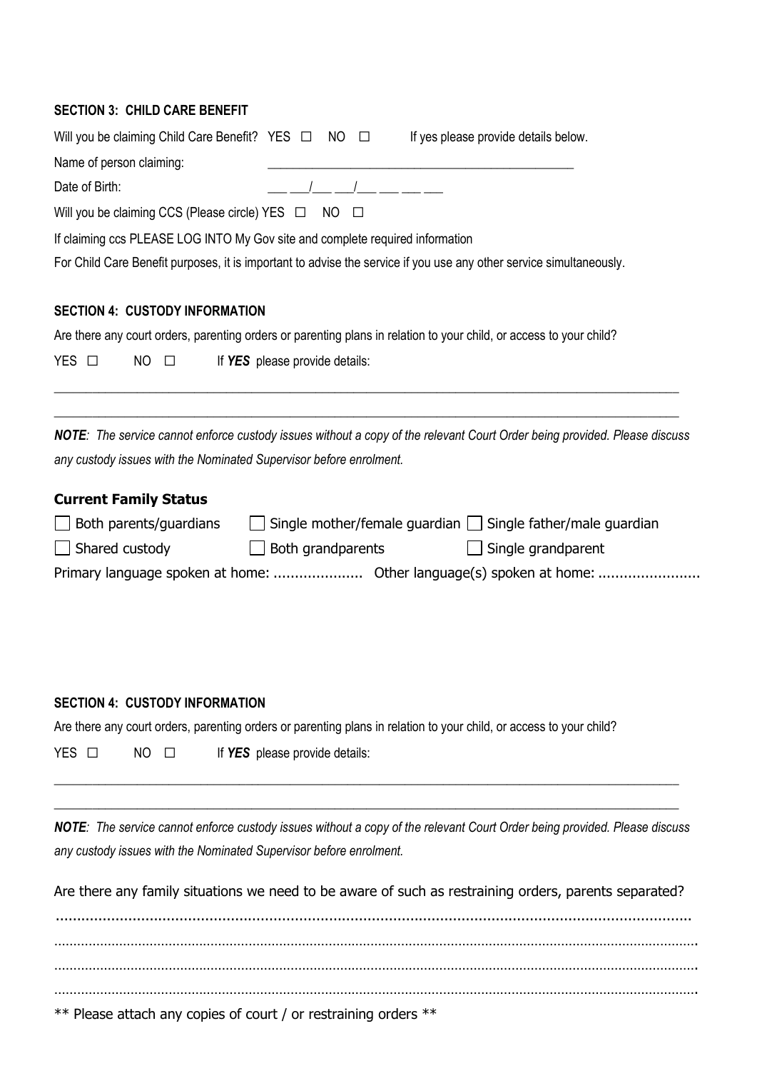### SECTION 3: CHILD CARE BENEFIT

Will you be claiming Child Care Benefit? YES ☐ NO ☐ If yes please provide details below.

Name of person claiming: _______________________________________________

Date of Birth: ___ ___/___ ___/___ ___ ___ ___

Will you be claiming CCS (Please circle) YES ☐ NO ☐

If claiming ccs PLEASE LOG INTO My Gov site and complete required information

For Child Care Benefit purposes, it is important to advise the service if you use any other service simultaneously.

### SECTION 4: CUSTODY INFORMATION

Are there any court orders, parenting orders or parenting plans in relation to your child, or access to your child?

YES ☐ NO ☐ If ***YES*** please provide details:

_______________________________________________________________________________________

_______________________________________________________________________________________

***NOTE****: The service cannot enforce custody issues without a copy of the relevant Court Order being provided. Please discuss any custody issues with the Nominated Supervisor before enrolment.*

### Current Family Status

☐ Both parents/guardians ☐ Single mother/female guardian ☐ Single father/male guardian

☐ Shared custody ☐ Both grandparents ☐ Single grandparent

Primary language spoken at home: ..................... Other language(s) spoken at home: ........................

### SECTION 4: CUSTODY INFORMATION

Are there any court orders, parenting orders or parenting plans in relation to your child, or access to your child?

YES ☐ NO ☐ If ***YES*** please provide details:

_______________________________________________________________________________________

_______________________________________________________________________________________

***NOTE****: The service cannot enforce custody issues without a copy of the relevant Court Order being provided. Please discuss any custody issues with the Nominated Supervisor before enrolment.*

Are there any family situations we need to be aware of such as restraining orders, parents separated?

.......................................................................................................................................................

.......................................................................................................................................................

.......................................................................................................................................................

.......................................................................................................................................................

** Please attach any copies of court / or restraining orders **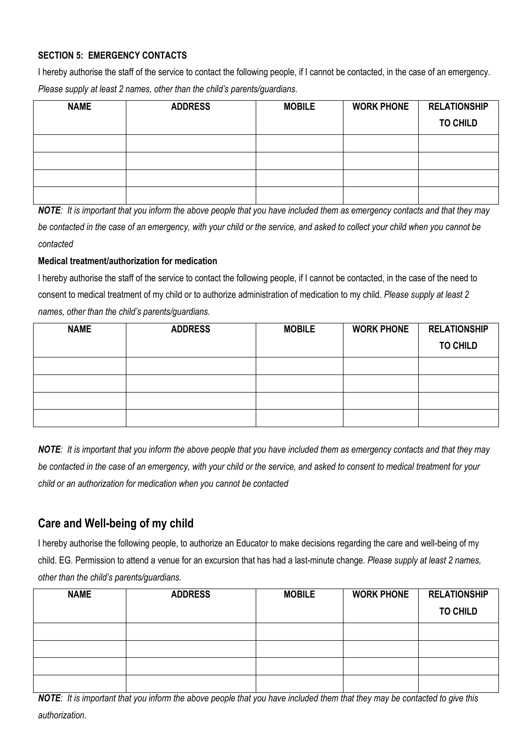**SECTION 5: EMERGENCY CONTACTS**

I hereby authorise the staff of the service to contact the following people, if I cannot be contacted, in the case of an emergency. *Please supply at least 2 names, other than the child's parents/guardians.*

| NAME | ADDRESS | MOBILE | WORK PHONE | RELATIONSHIP TO CHILD |
|---|---|---|---|---|
| | | | | |
| | | | | |
| | | | | |
| | | | | |

***NOTE**: It is important that you inform the above people that you have included them as emergency contacts and that they may be contacted in the case of an emergency, with your child or the service, and asked to collect your child when you cannot be contacted*

**Medical treatment/authorization for medication**

I hereby authorise the staff of the service to contact the following people, if I cannot be contacted, in the case of the need to consent to medical treatment of my child or to authorize administration of medication to my child. *Please supply at least 2 names, other than the child's parents/guardians.*

| NAME | ADDRESS | MOBILE | WORK PHONE | RELATIONSHIP TO CHILD |
|---|---|---|---|---|
| | | | | |
| | | | | |
| | | | | |
| | | | | |

***NOTE**: It is important that you inform the above people that you have included them as emergency contacts and that they may be contacted in the case of an emergency, with your child or the service, and asked to consent to medical treatment for your child or an authorization for medication when you cannot be contacted*

## Care and Well-being of my child

I hereby authorise the following people, to authorize an Educator to make decisions regarding the care and well-being of my child. EG. Permission to attend a venue for an excursion that has had a last-minute change. *Please supply at least 2 names, other than the child's parents/guardians.*

| NAME | ADDRESS | MOBILE | WORK PHONE | RELATIONSHIP TO CHILD |
|---|---|---|---|---|
| | | | | |
| | | | | |
| | | | | |
| | | | | |

***NOTE**: It is important that you inform the above people that you have included them that they may be contacted to give this authorization.*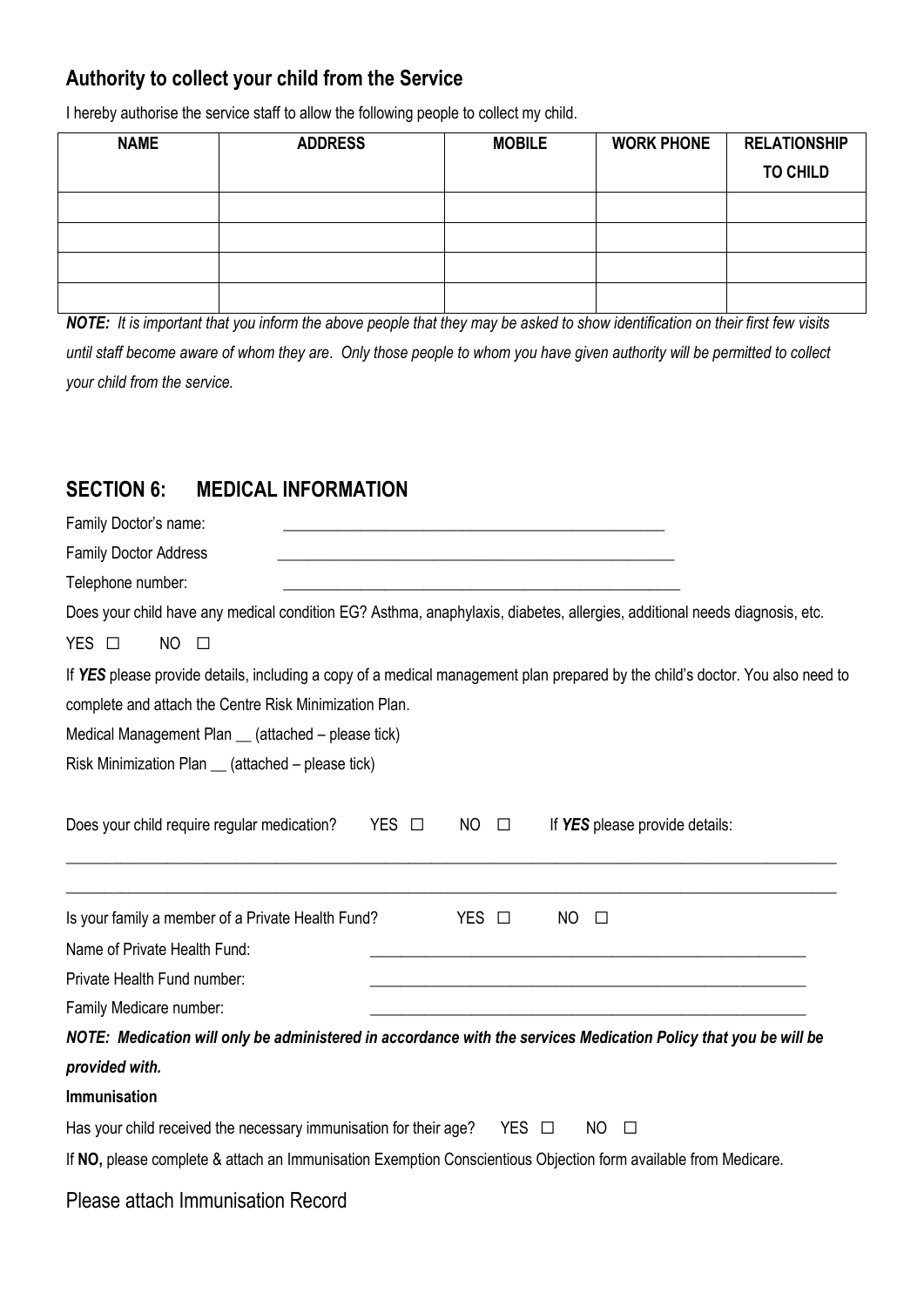## Authority to collect your child from the Service

I hereby authorise the service staff to allow the following people to collect my child.

| NAME | ADDRESS | MOBILE | WORK PHONE | RELATIONSHIP TO CHILD |
|---|---|---|---|---|
| | | | | |
| | | | | |
| | | | | |
| | | | | |

***NOTE:*** *It is important that you inform the above people that they may be asked to show identification on their first few visits until staff become aware of whom they are. Only those people to whom you have given authority will be permitted to collect your child from the service.*

## SECTION 6: MEDICAL INFORMATION

Family Doctor's name: ___________________________________________________

Family Doctor Address ___________________________________________________

Telephone number: ___________________________________________________

Does your child have any medical condition EG? Asthma, anaphylaxis, diabetes, allergies, additional needs diagnosis, etc.

YES ☐ NO ☐

If ***YES*** please provide details, including a copy of a medical management plan prepared by the child's doctor. You also need to complete and attach the Centre Risk Minimization Plan.

Medical Management Plan __ (attached – please tick)

Risk Minimization Plan __ (attached – please tick)

Does your child require regular medication? YES ☐ NO ☐ If ***YES*** please provide details:

_____________________________________________________________________________________________________

_____________________________________________________________________________________________________

Is your family a member of a Private Health Fund? YES ☐ NO ☐

Name of Private Health Fund: ___________________________________________________

Private Health Fund number: ___________________________________________________

Family Medicare number: ___________________________________________________

***NOTE: Medication will only be administered in accordance with the services Medication Policy that you be will be provided with.***

**Immunisation**

Has your child received the necessary immunisation for their age? YES ☐ NO ☐

If **NO,** please complete & attach an Immunisation Exemption Conscientious Objection form available from Medicare.

Please attach Immunisation Record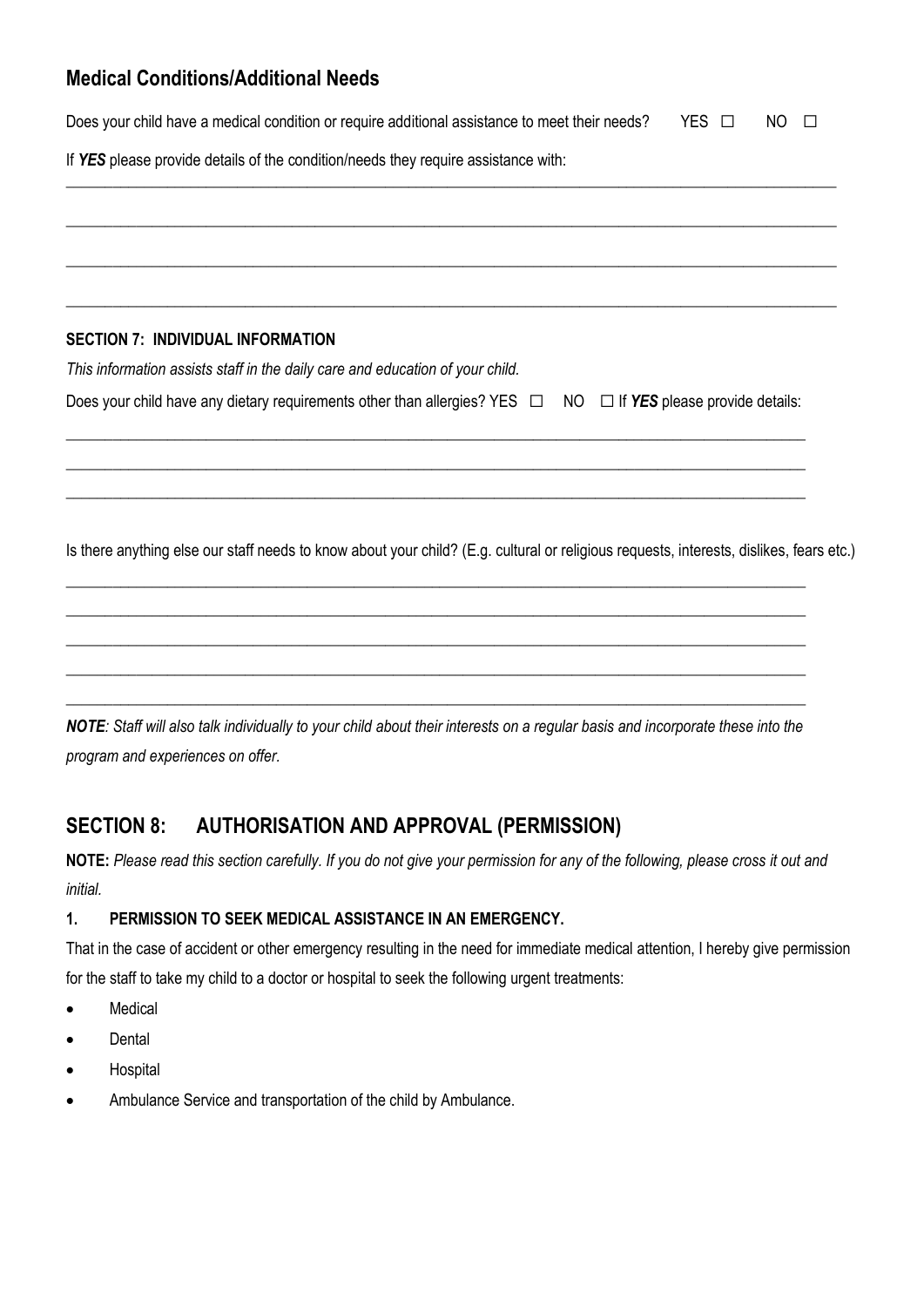## Medical Conditions/Additional Needs

Does your child have a medical condition or require additional assistance to meet their needs? YES ☐ NO ☐

If ***YES*** please provide details of the condition/needs they require assistance with:

______________________________________________________________________________________________

______________________________________________________________________________________________

______________________________________________________________________________________________

______________________________________________________________________________________________

### SECTION 7: INDIVIDUAL INFORMATION

*This information assists staff in the daily care and education of your child.*

Does your child have any dietary requirements other than allergies? YES ☐ NO ☐ If ***YES*** please provide details:

______________________________________________________________________________________________

______________________________________________________________________________________________

______________________________________________________________________________________________

Is there anything else our staff needs to know about your child? (E.g. cultural or religious requests, interests, dislikes, fears etc.)

______________________________________________________________________________________________

______________________________________________________________________________________________

______________________________________________________________________________________________

______________________________________________________________________________________________

______________________________________________________________________________________________

***NOTE****: Staff will also talk individually to your child about their interests on a regular basis and incorporate these into the program and experiences on offer.*

## SECTION 8: AUTHORISATION AND APPROVAL (PERMISSION)

**NOTE:** *Please read this section carefully. If you do not give your permission for any of the following, please cross it out and initial.*

**1. PERMISSION TO SEEK MEDICAL ASSISTANCE IN AN EMERGENCY.**

That in the case of accident or other emergency resulting in the need for immediate medical attention, I hereby give permission for the staff to take my child to a doctor or hospital to seek the following urgent treatments:

- Medical
- Dental
- Hospital
- Ambulance Service and transportation of the child by Ambulance.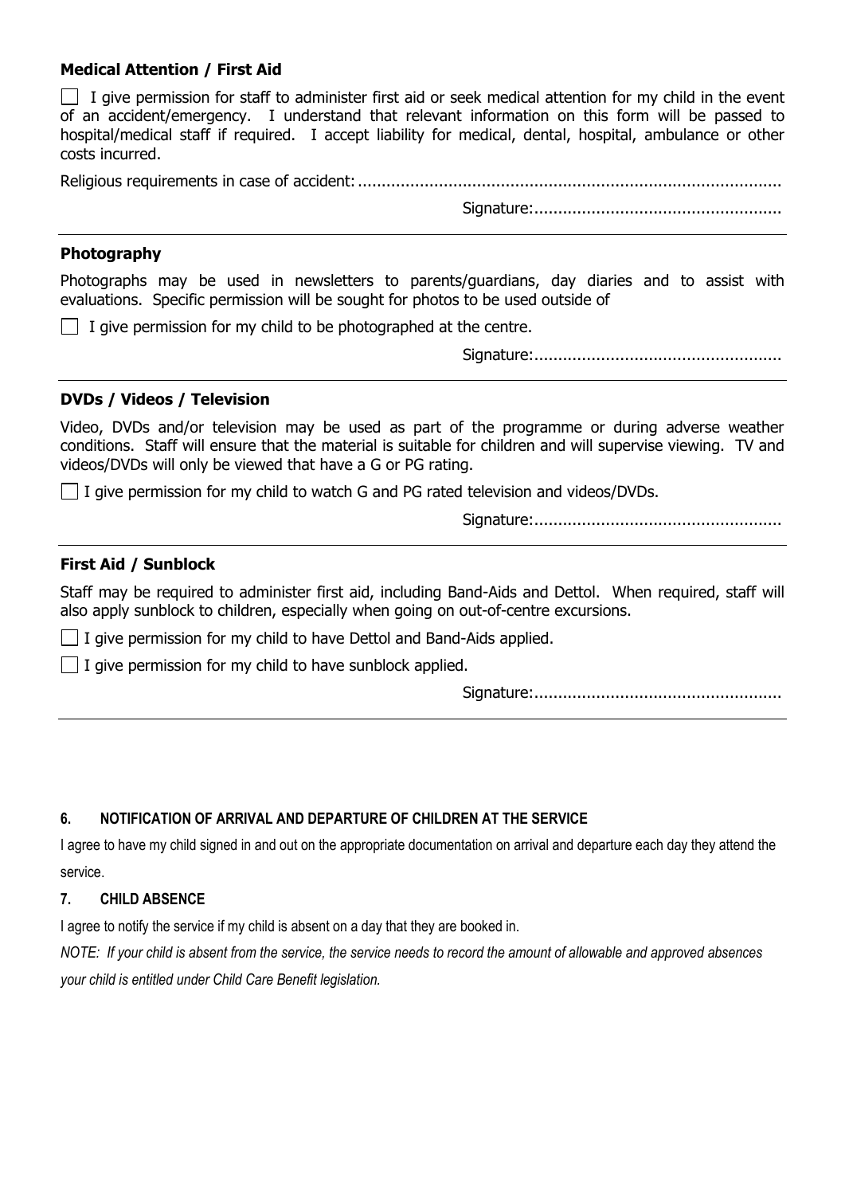### Medical Attention / First Aid

☐ I give permission for staff to administer first aid or seek medical attention for my child in the event of an accident/emergency. I understand that relevant information on this form will be passed to hospital/medical staff if required. I accept liability for medical, dental, hospital, ambulance or other costs incurred.

Religious requirements in case of accident: ........................................................................................

Signature:...................................................

---

### Photography

Photographs may be used in newsletters to parents/guardians, day diaries and to assist with evaluations. Specific permission will be sought for photos to be used outside of

☐ I give permission for my child to be photographed at the centre.

Signature:...................................................

---

### DVDs / Videos / Television

Video, DVDs and/or television may be used as part of the programme or during adverse weather conditions. Staff will ensure that the material is suitable for children and will supervise viewing. TV and videos/DVDs will only be viewed that have a G or PG rating.

☐ I give permission for my child to watch G and PG rated television and videos/DVDs.

Signature:...................................................

---

### First Aid / Sunblock

Staff may be required to administer first aid, including Band-Aids and Dettol. When required, staff will also apply sunblock to children, especially when going on out-of-centre excursions.

☐ I give permission for my child to have Dettol and Band-Aids applied.

☐ I give permission for my child to have sunblock applied.

Signature:...................................................

---

### 6. NOTIFICATION OF ARRIVAL AND DEPARTURE OF CHILDREN AT THE SERVICE

I agree to have my child signed in and out on the appropriate documentation on arrival and departure each day they attend the service.

### 7. CHILD ABSENCE

I agree to notify the service if my child is absent on a day that they are booked in.

*NOTE: If your child is absent from the service, the service needs to record the amount of allowable and approved absences your child is entitled under Child Care Benefit legislation.*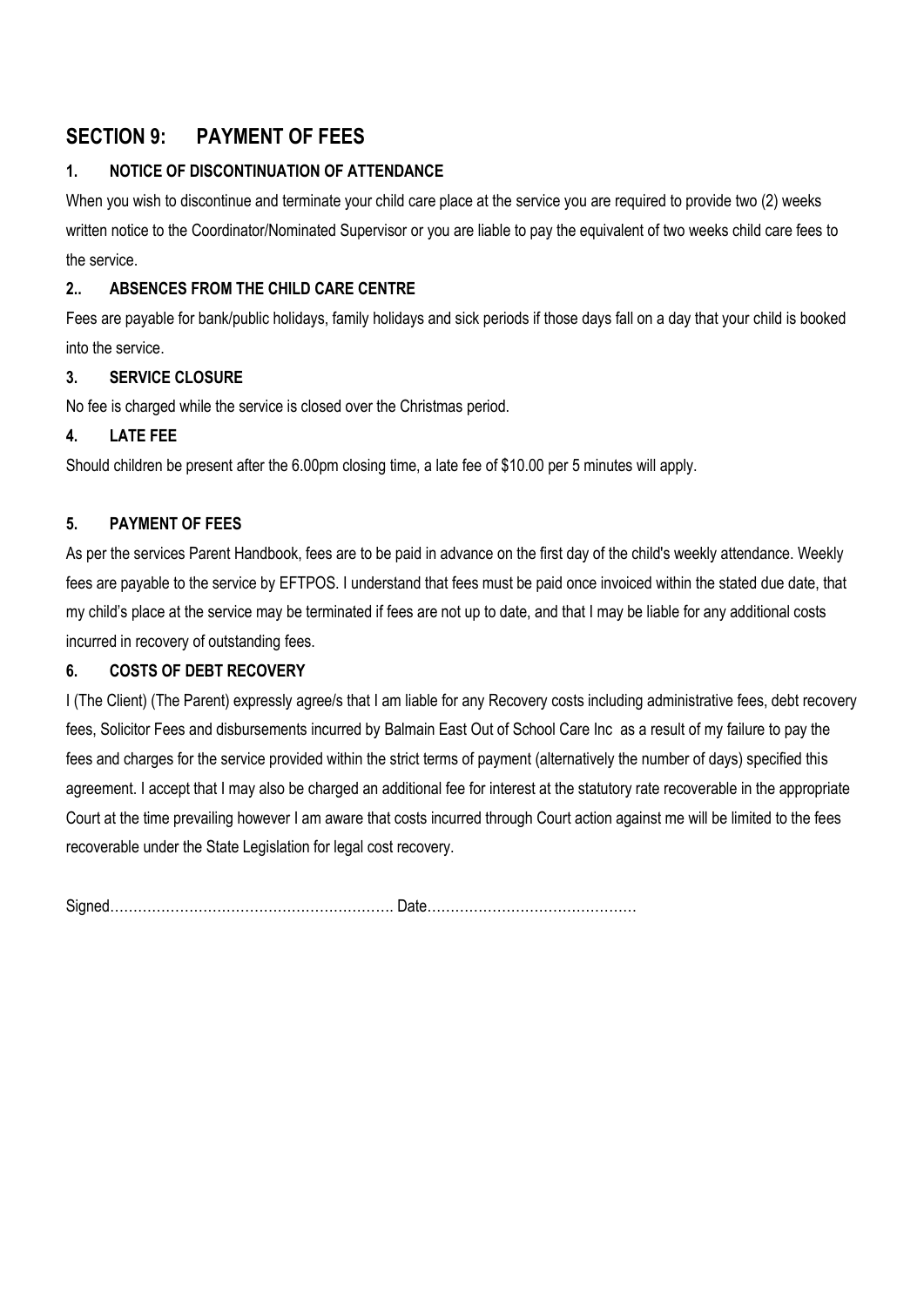## SECTION 9: PAYMENT OF FEES

### 1. NOTICE OF DISCONTINUATION OF ATTENDANCE

When you wish to discontinue and terminate your child care place at the service you are required to provide two (2) weeks written notice to the Coordinator/Nominated Supervisor or you are liable to pay the equivalent of two weeks child care fees to the service.

### 2.. ABSENCES FROM THE CHILD CARE CENTRE

Fees are payable for bank/public holidays, family holidays and sick periods if those days fall on a day that your child is booked into the service.

### 3. SERVICE CLOSURE

No fee is charged while the service is closed over the Christmas period.

### 4. LATE FEE

Should children be present after the 6.00pm closing time, a late fee of $10.00 per 5 minutes will apply.

### 5. PAYMENT OF FEES

As per the services Parent Handbook, fees are to be paid in advance on the first day of the child's weekly attendance. Weekly fees are payable to the service by EFTPOS. I understand that fees must be paid once invoiced within the stated due date, that my child's place at the service may be terminated if fees are not up to date, and that I may be liable for any additional costs incurred in recovery of outstanding fees.

### 6. COSTS OF DEBT RECOVERY

I (The Client) (The Parent) expressly agree/s that I am liable for any Recovery costs including administrative fees, debt recovery fees, Solicitor Fees and disbursements incurred by Balmain East Out of School Care Inc as a result of my failure to pay the fees and charges for the service provided within the strict terms of payment (alternatively the number of days) specified this agreement. I accept that I may also be charged an additional fee for interest at the statutory rate recoverable in the appropriate Court at the time prevailing however I am aware that costs incurred through Court action against me will be limited to the fees recoverable under the State Legislation for legal cost recovery.

Signed…………………………………………………. Date………………………………………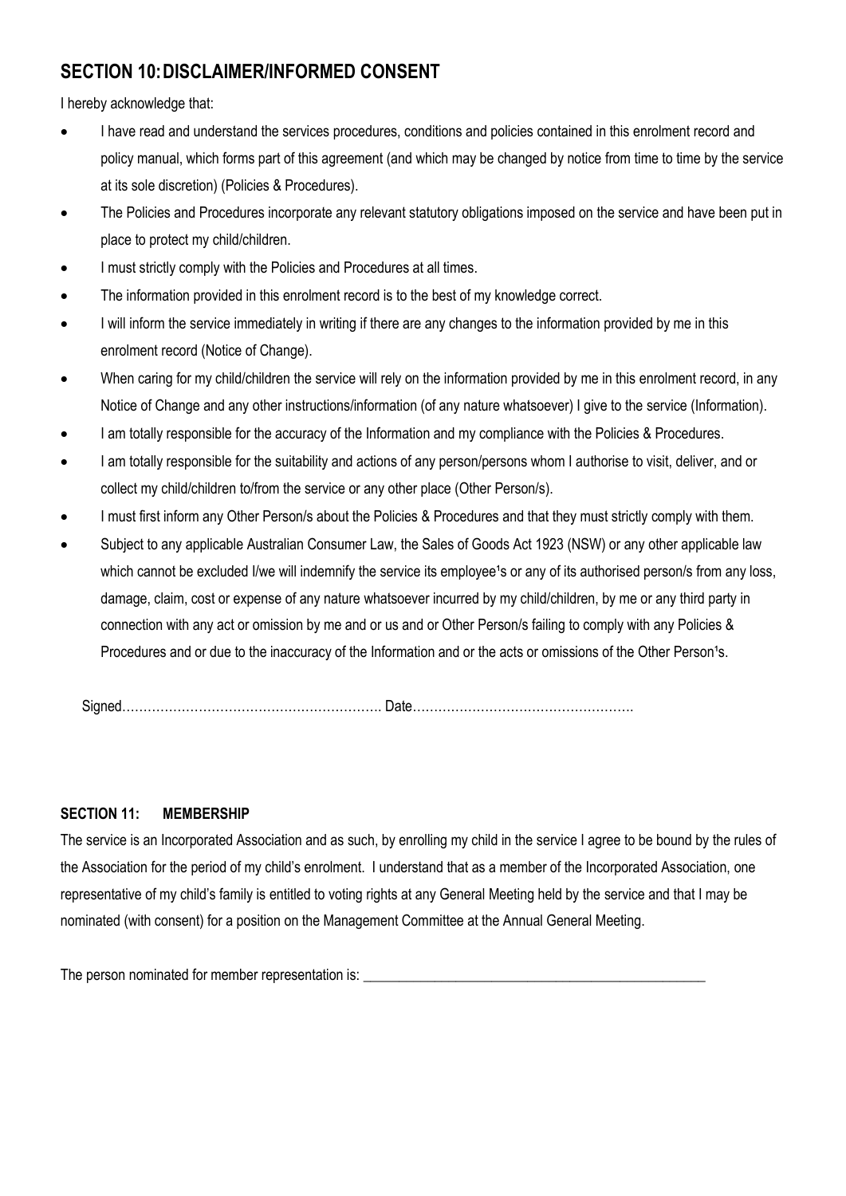## SECTION 10: DISCLAIMER/INFORMED CONSENT

I hereby acknowledge that:

- I have read and understand the services procedures, conditions and policies contained in this enrolment record and policy manual, which forms part of this agreement (and which may be changed by notice from time to time by the service at its sole discretion) (Policies & Procedures).
- The Policies and Procedures incorporate any relevant statutory obligations imposed on the service and have been put in place to protect my child/children.
- I must strictly comply with the Policies and Procedures at all times.
- The information provided in this enrolment record is to the best of my knowledge correct.
- I will inform the service immediately in writing if there are any changes to the information provided by me in this enrolment record (Notice of Change).
- When caring for my child/children the service will rely on the information provided by me in this enrolment record, in any Notice of Change and any other instructions/information (of any nature whatsoever) I give to the service (Information).
- I am totally responsible for the accuracy of the Information and my compliance with the Policies & Procedures.
- I am totally responsible for the suitability and actions of any person/persons whom I authorise to visit, deliver, and or collect my child/children to/from the service or any other place (Other Person/s).
- I must first inform any Other Person/s about the Policies & Procedures and that they must strictly comply with them.
- Subject to any applicable Australian Consumer Law, the Sales of Goods Act 1923 (NSW) or any other applicable law which cannot be excluded I/we will indemnify the service its employee¹s or any of its authorised person/s from any loss, damage, claim, cost or expense of any nature whatsoever incurred by my child/children, by me or any third party in connection with any act or omission by me and or us and or Other Person/s failing to comply with any Policies & Procedures and or due to the inaccuracy of the Information and or the acts or omissions of the Other Person¹s.

Signed…………………………………………………… Date…………………………………………….

#### SECTION 11: MEMBERSHIP

The service is an Incorporated Association and as such, by enrolling my child in the service I agree to be bound by the rules of the Association for the period of my child's enrolment. I understand that as a member of the Incorporated Association, one representative of my child's family is entitled to voting rights at any General Meeting held by the service and that I may be nominated (with consent) for a position on the Management Committee at the Annual General Meeting.

The person nominated for member representation is: ________________________________________________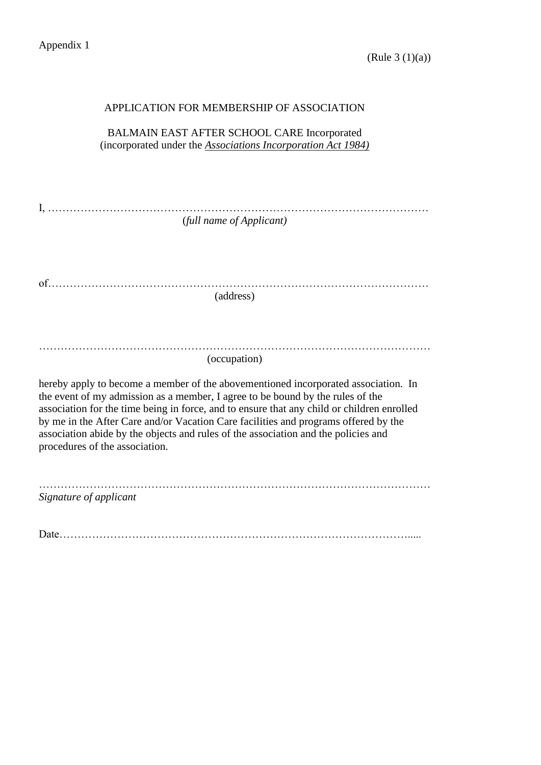Appendix 1

(Rule 3 (1)(a))

APPLICATION FOR MEMBERSHIP OF ASSOCIATION

BALMAIN EAST AFTER SCHOOL CARE Incorporated
(incorporated under the *Associations Incorporation Act 1984)*

I, …………………………………………………………………………………………
(*full name of Applicant)*

of…………………………………………………………………………………………
(address)

…………………………………………………………………………………………
(occupation)

hereby apply to become a member of the abovementioned incorporated association. In the event of my admission as a member, I agree to be bound by the rules of the association for the time being in force, and to ensure that any child or children enrolled by me in the After Care and/or Vacation Care facilities and programs offered by the association abide by the objects and rules of the association and the policies and procedures of the association.

…………………………………………………………………………………………
*Signature of applicant*

Date……………………………………………………………………………………....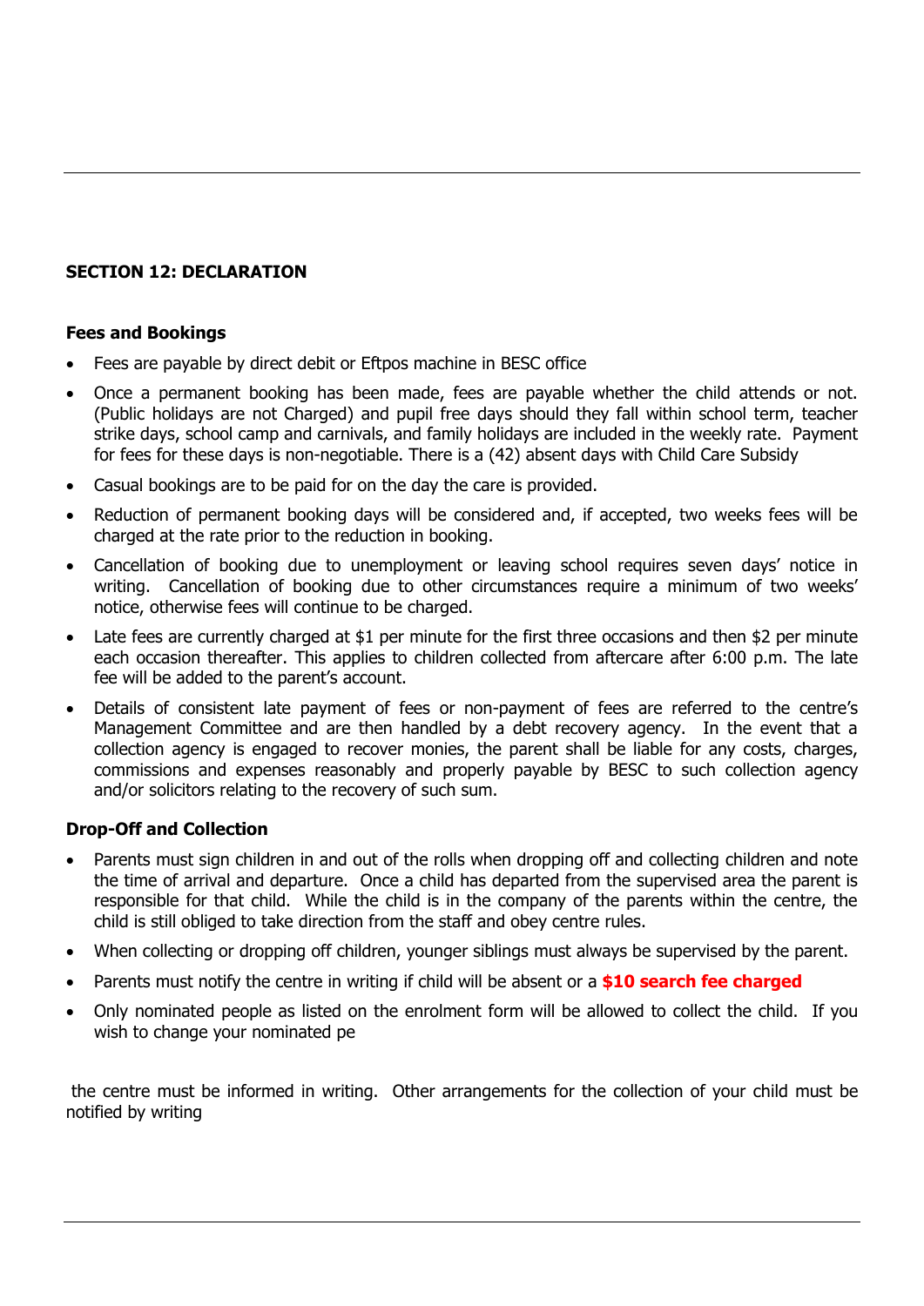**SECTION 12: DECLARATION**

**Fees and Bookings**

- Fees are payable by direct debit or Eftpos machine in BESC office
- Once a permanent booking has been made, fees are payable whether the child attends or not. (Public holidays are not Charged) and pupil free days should they fall within school term, teacher strike days, school camp and carnivals, and family holidays are included in the weekly rate. Payment for fees for these days is non-negotiable. There is a (42) absent days with Child Care Subsidy
- Casual bookings are to be paid for on the day the care is provided.
- Reduction of permanent booking days will be considered and, if accepted, two weeks fees will be charged at the rate prior to the reduction in booking.
- Cancellation of booking due to unemployment or leaving school requires seven days' notice in writing. Cancellation of booking due to other circumstances require a minimum of two weeks' notice, otherwise fees will continue to be charged.
- Late fees are currently charged at $1 per minute for the first three occasions and then $2 per minute each occasion thereafter. This applies to children collected from aftercare after 6:00 p.m. The late fee will be added to the parent's account.
- Details of consistent late payment of fees or non-payment of fees are referred to the centre's Management Committee and are then handled by a debt recovery agency. In the event that a collection agency is engaged to recover monies, the parent shall be liable for any costs, charges, commissions and expenses reasonably and properly payable by BESC to such collection agency and/or solicitors relating to the recovery of such sum.

**Drop-Off and Collection**

- Parents must sign children in and out of the rolls when dropping off and collecting children and note the time of arrival and departure. Once a child has departed from the supervised area the parent is responsible for that child. While the child is in the company of the parents within the centre, the child is still obliged to take direction from the staff and obey centre rules.
- When collecting or dropping off children, younger siblings must always be supervised by the parent.
- Parents must notify the centre in writing if child will be absent or a **$10 search fee charged**
- Only nominated people as listed on the enrolment form will be allowed to collect the child. If you wish to change your nominated pe

the centre must be informed in writing. Other arrangements for the collection of your child must be notified by writing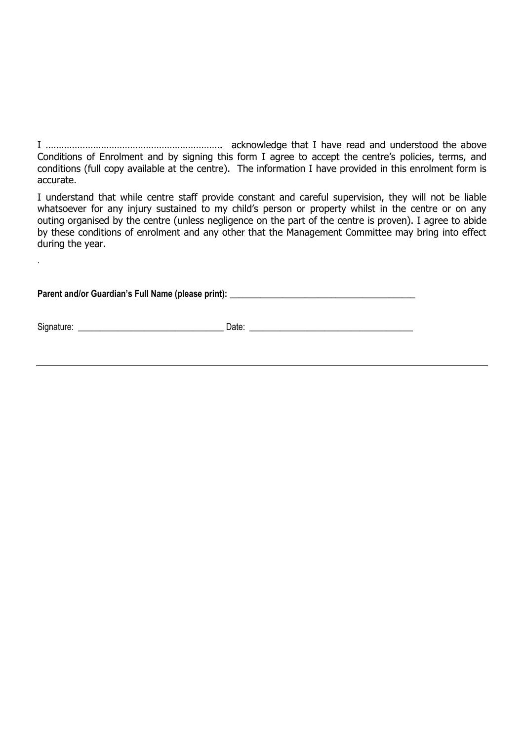I ………………………………………………………. acknowledge that I have read and understood the above Conditions of Enrolment and by signing this form I agree to accept the centre's policies, terms, and conditions (full copy available at the centre). The information I have provided in this enrolment form is accurate.

I understand that while centre staff provide constant and careful supervision, they will not be liable whatsoever for any injury sustained to my child's person or property whilst in the centre or on any outing organised by the centre (unless negligence on the part of the centre is proven). I agree to abide by these conditions of enrolment and any other that the Management Committee may bring into effect during the year.

.

**Parent and/or Guardian's Full Name (please print):** ________________________________________

Signature: ________________________________ Date: ____________________________________

---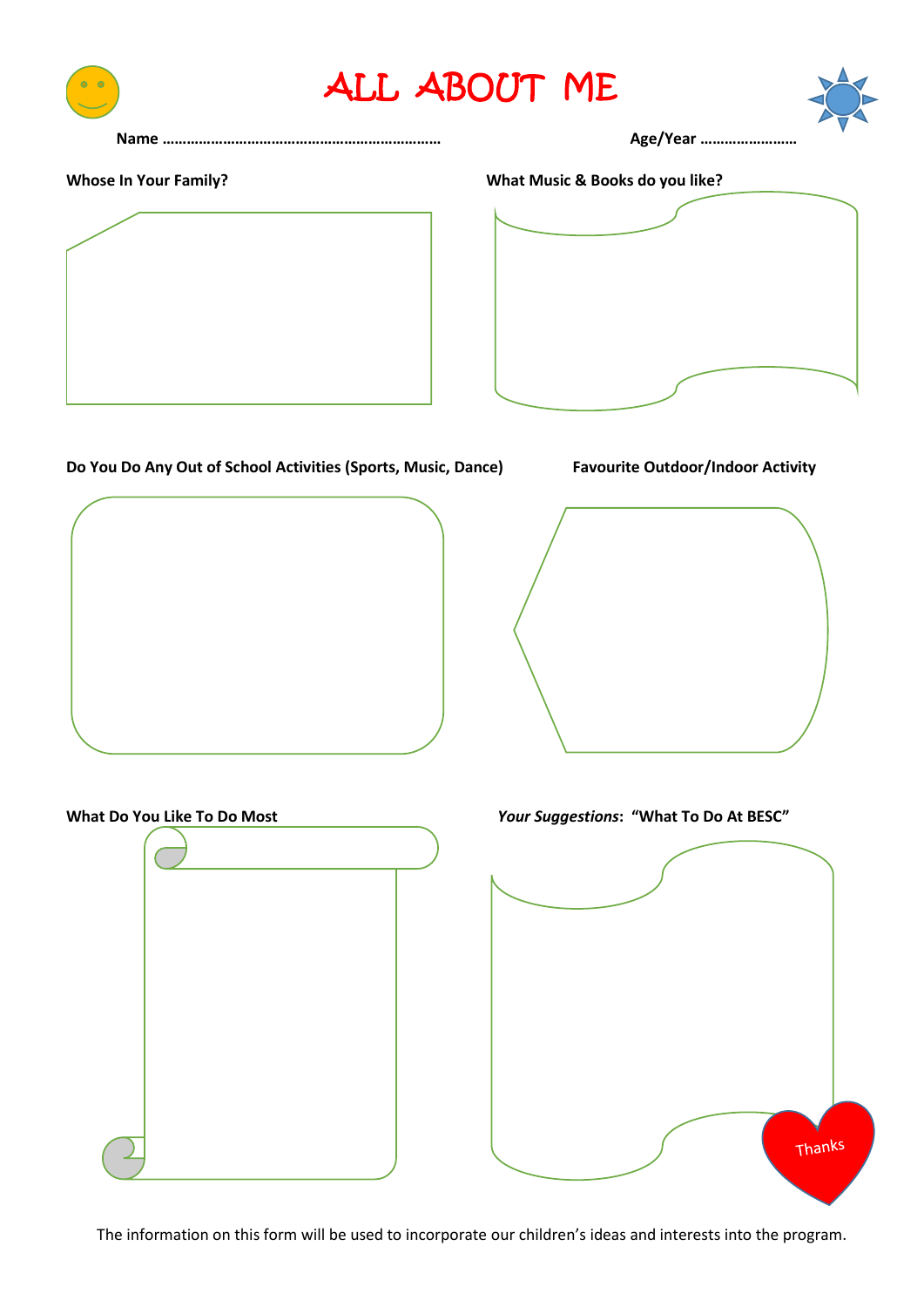# ALL ABOUT ME

**Name** ……………………………………………………………… **Age/Year** ……………………

**Whose In Your Family?**

**What Music & Books do you like?**

**Do You Do Any Out of School Activities (Sports, Music, Dance)**

**Favourite Outdoor/Indoor Activity**

**What Do You Like To Do Most**

***Your Suggestions*: "What To Do At BESC"**

Thanks

The information on this form will be used to incorporate our children's ideas and interests into the program.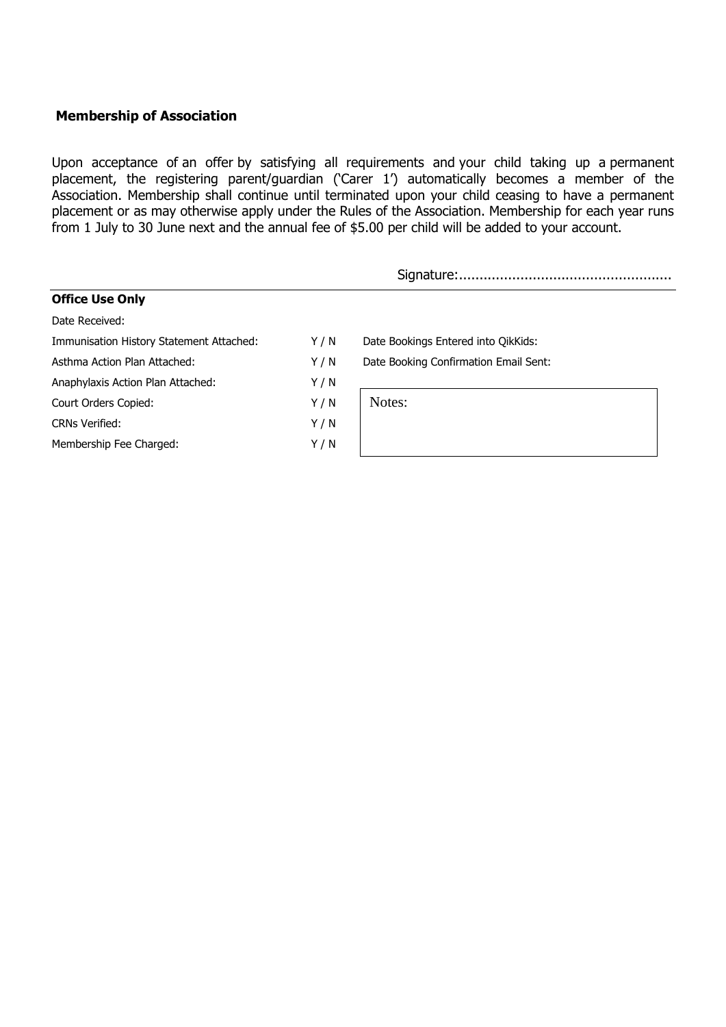**Membership of Association**

Upon acceptance of an offer by satisfying all requirements and your child taking up a permanent placement, the registering parent/guardian ('Carer 1') automatically becomes a member of the Association. Membership shall continue until terminated upon your child ceasing to have a permanent placement or as may otherwise apply under the Rules of the Association. Membership for each year runs from 1 July to 30 June next and the annual fee of $5.00 per child will be added to your account.

Signature:....................................................

**Office Use Only**

Date Received:

| | | |
|---|---|---|
| Immunisation History Statement Attached: | Y / N | Date Bookings Entered into QikKids: |
| Asthma Action Plan Attached: | Y / N | Date Booking Confirmation Email Sent: |
| Anaphylaxis Action Plan Attached: | Y / N | |
| Court Orders Copied: | Y / N | Notes: |
| CRNs Verified: | Y / N | |
| Membership Fee Charged: | Y / N | |